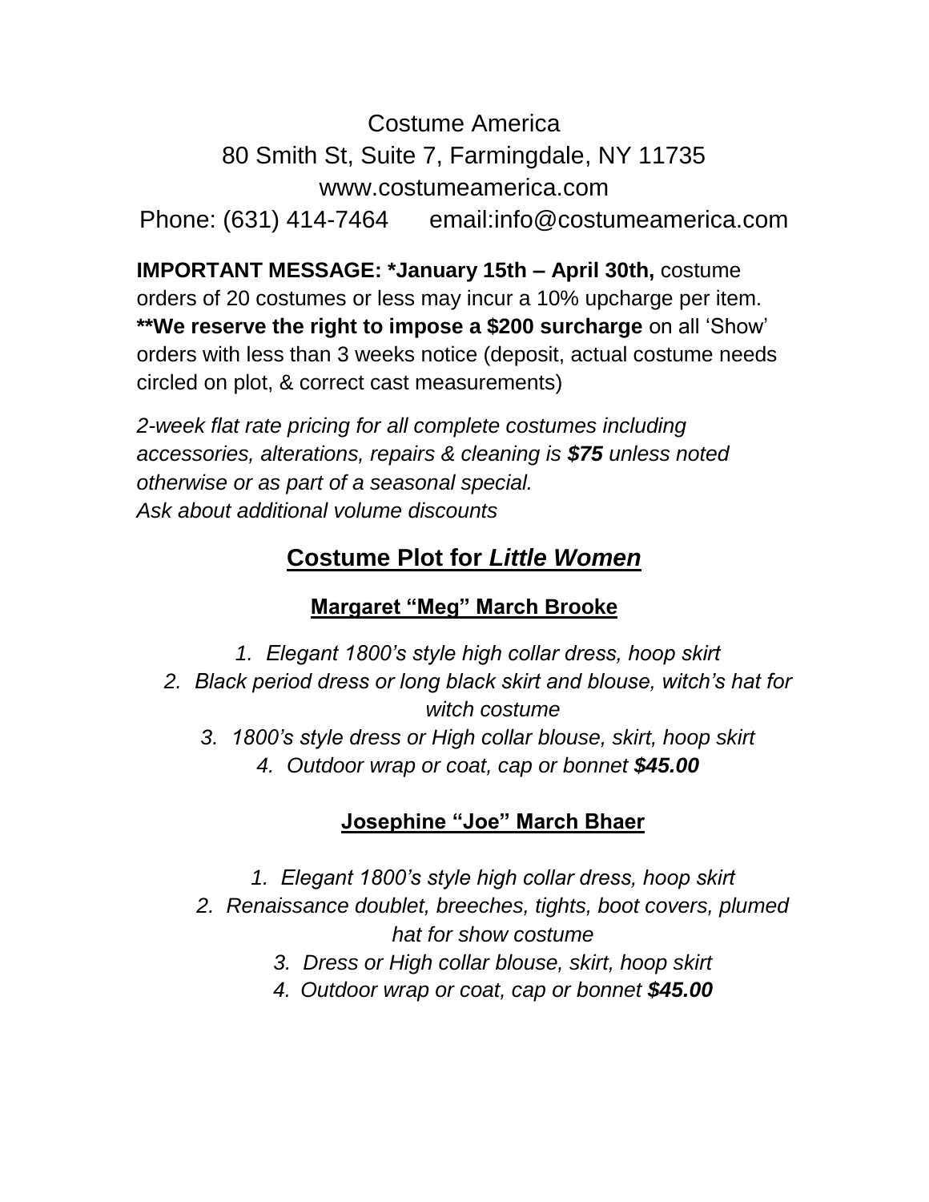Costume America
80 Smith St, Suite 7, Farmingdale, NY 11735
www.costumeamerica.com
Phone: (631) 414-7464 email:info@costumeamerica.com

**IMPORTANT MESSAGE: *January 15th – April 30th,** costume orders of 20 costumes or less may incur a 10% upcharge per item. **\*\*We reserve the right to impose a $200 surcharge** on all 'Show' orders with less than 3 weeks notice (deposit, actual costume needs circled on plot, & correct cast measurements)

*2-week flat rate pricing for all complete costumes including accessories, alterations, repairs & cleaning is **$75** unless noted otherwise or as part of a seasonal special.*
*Ask about additional volume discounts*

## Costume Plot for *Little Women*

### Margaret "Meg" March Brooke

1. *Elegant 1800's style high collar dress, hoop skirt*
2. *Black period dress or long black skirt and blouse, witch's hat for witch costume*
3. *1800's style dress or High collar blouse, skirt, hoop skirt*
4. *Outdoor wrap or coat, cap or bonnet **$45.00***

### Josephine "Joe" March Bhaer

1. *Elegant 1800's style high collar dress, hoop skirt*
2. *Renaissance doublet, breeches, tights, boot covers, plumed hat for show costume*
3. *Dress or High collar blouse, skirt, hoop skirt*
4. *Outdoor wrap or coat, cap or bonnet **$45.00***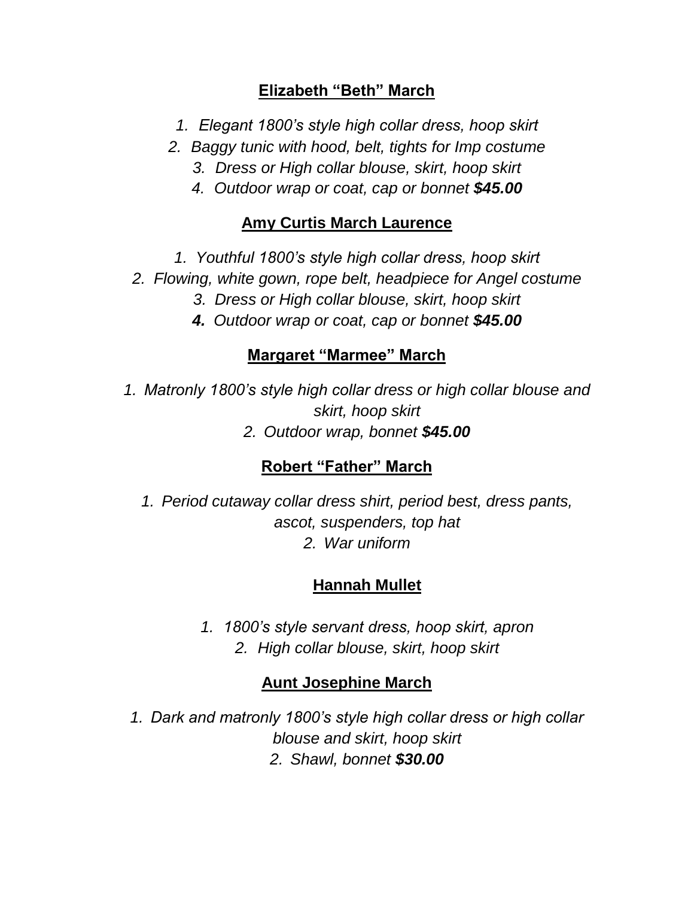**<u>Elizabeth "Beth" March</u>**

1. *Elegant 1800's style high collar dress, hoop skirt*
2. *Baggy tunic with hood, belt, tights for Imp costume*
3. *Dress or High collar blouse, skirt, hoop skirt*
4. *Outdoor wrap or coat, cap or bonnet* ***$45.00***

**<u>Amy Curtis March Laurence</u>**

1. *Youthful 1800's style high collar dress, hoop skirt*
2. *Flowing, white gown, rope belt, headpiece for Angel costume*
3. *Dress or High collar blouse, skirt, hoop skirt*
4. *Outdoor wrap or coat, cap or bonnet* ***$45.00***

**<u>Margaret "Marmee" March</u>**

1. *Matronly 1800's style high collar dress or high collar blouse and skirt, hoop skirt*
2. *Outdoor wrap, bonnet* ***$45.00***

**<u>Robert "Father" March</u>**

1. *Period cutaway collar dress shirt, period best, dress pants, ascot, suspenders, top hat*
2. *War uniform*

**<u>Hannah Mullet</u>**

1. *1800's style servant dress, hoop skirt, apron*
2. *High collar blouse, skirt, hoop skirt*

**<u>Aunt Josephine March</u>**

1. *Dark and matronly 1800's style high collar dress or high collar blouse and skirt, hoop skirt*
2. *Shawl, bonnet* ***$30.00***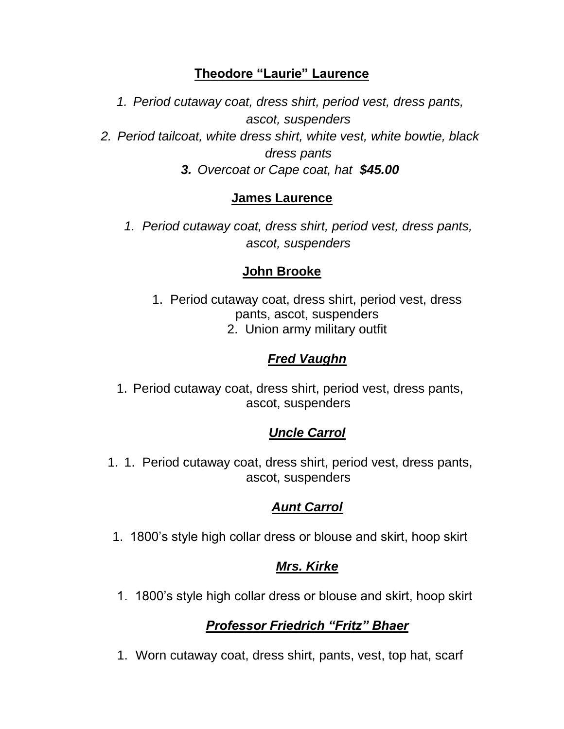**Theodore "Laurie" Laurence**

1. *Period cutaway coat, dress shirt, period vest, dress pants, ascot, suspenders*
2. *Period tailcoat, white dress shirt, white vest, white bowtie, black dress pants*
3. *Overcoat or Cape coat, hat* ***$45.00***

**James Laurence**

1. *Period cutaway coat, dress shirt, period vest, dress pants, ascot, suspenders*

**John Brooke**

1. Period cutaway coat, dress shirt, period vest, dress pants, ascot, suspenders
2. Union army military outfit

***Fred Vaughn***

1. Period cutaway coat, dress shirt, period vest, dress pants, ascot, suspenders

***Uncle Carrol***

1. 1. Period cutaway coat, dress shirt, period vest, dress pants, ascot, suspenders

***Aunt Carrol***

1. 1800's style high collar dress or blouse and skirt, hoop skirt

***Mrs. Kirke***

1. 1800's style high collar dress or blouse and skirt, hoop skirt

***Professor Friedrich "Fritz" Bhaer***

1. Worn cutaway coat, dress shirt, pants, vest, top hat, scarf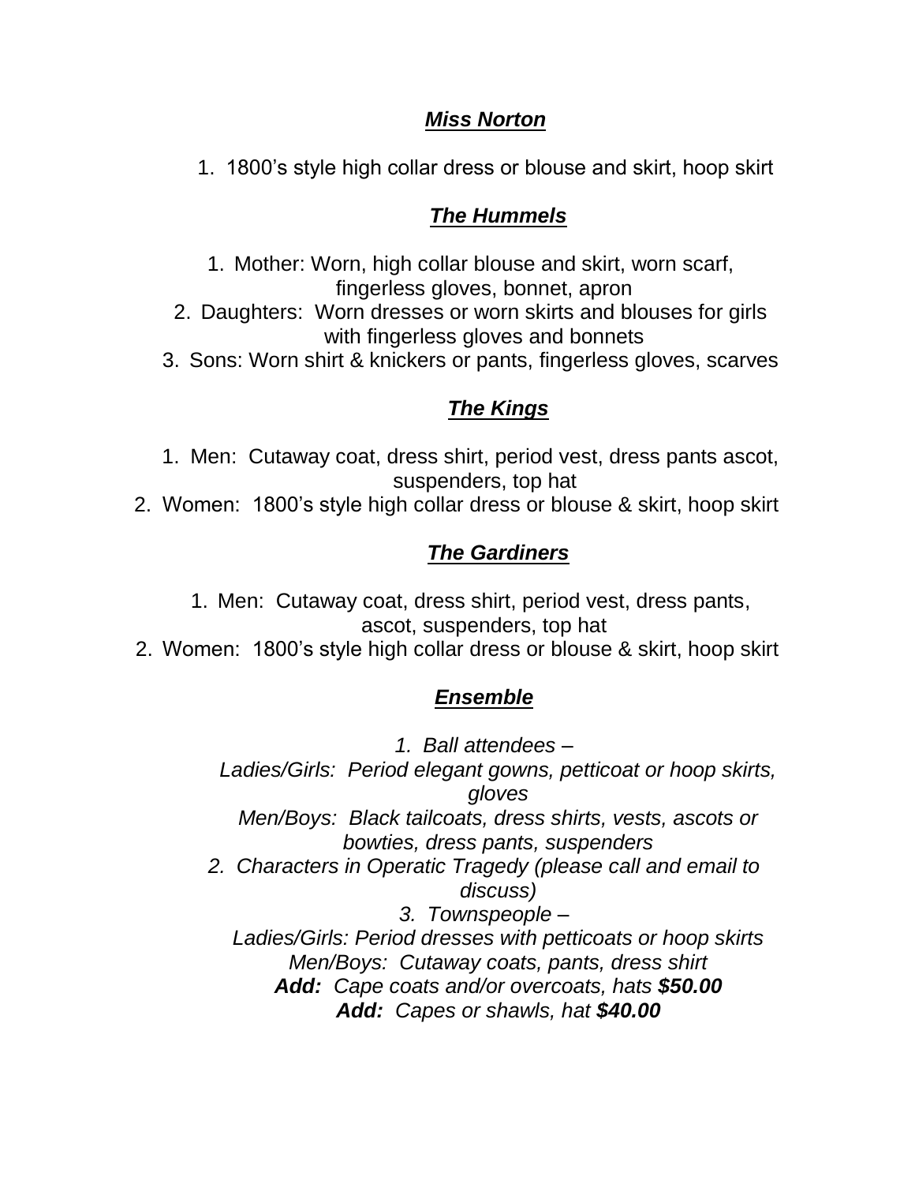### ***Miss Norton***

1. 1800's style high collar dress or blouse and skirt, hoop skirt

### ***The Hummels***

1. Mother: Worn, high collar blouse and skirt, worn scarf, fingerless gloves, bonnet, apron
2. Daughters: Worn dresses or worn skirts and blouses for girls with fingerless gloves and bonnets
3. Sons: Worn shirt & knickers or pants, fingerless gloves, scarves

### ***The Kings***

1. Men: Cutaway coat, dress shirt, period vest, dress pants ascot, suspenders, top hat
2. Women: 1800's style high collar dress or blouse & skirt, hoop skirt

### ***The Gardiners***

1. Men: Cutaway coat, dress shirt, period vest, dress pants, ascot, suspenders, top hat
2. Women: 1800's style high collar dress or blouse & skirt, hoop skirt

### ***Ensemble***

*1. Ball attendees –*
*Ladies/Girls: Period elegant gowns, petticoat or hoop skirts, gloves*
*Men/Boys: Black tailcoats, dress shirts, vests, ascots or bowties, dress pants, suspenders*

*2. Characters in Operatic Tragedy (please call and email to discuss)*

*3. Townspeople –*
*Ladies/Girls: Period dresses with petticoats or hoop skirts*
*Men/Boys: Cutaway coats, pants, dress shirt*
***Add:** Cape coats and/or overcoats, hats **$50.00***
***Add:** Capes or shawls, hat **$40.00***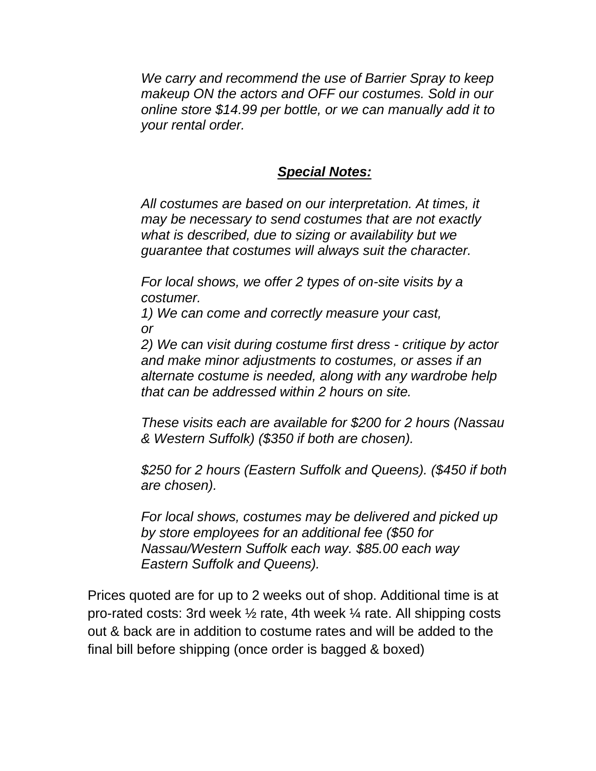*We carry and recommend the use of Barrier Spray to keep makeup ON the actors and OFF our costumes. Sold in our online store $14.99 per bottle, or we can manually add it to your rental order.*

## ***Special Notes:***

*All costumes are based on our interpretation. At times, it may be necessary to send costumes that are not exactly what is described, due to sizing or availability but we guarantee that costumes will always suit the character.*

*For local shows, we offer 2 types of on-site visits by a costumer.*
*1) We can come and correctly measure your cast,*
*or*
*2) We can visit during costume first dress - critique by actor and make minor adjustments to costumes, or asses if an alternate costume is needed, along with any wardrobe help that can be addressed within 2 hours on site.*

*These visits each are available for $200 for 2 hours (Nassau & Western Suffolk) ($350 if both are chosen).*

*$250 for 2 hours (Eastern Suffolk and Queens). ($450 if both are chosen).*

*For local shows, costumes may be delivered and picked up by store employees for an additional fee ($50 for Nassau/Western Suffolk each way. $85.00 each way Eastern Suffolk and Queens).*

Prices quoted are for up to 2 weeks out of shop. Additional time is at pro-rated costs: 3rd week ½ rate, 4th week ¼ rate. All shipping costs out & back are in addition to costume rates and will be added to the final bill before shipping (once order is bagged & boxed)